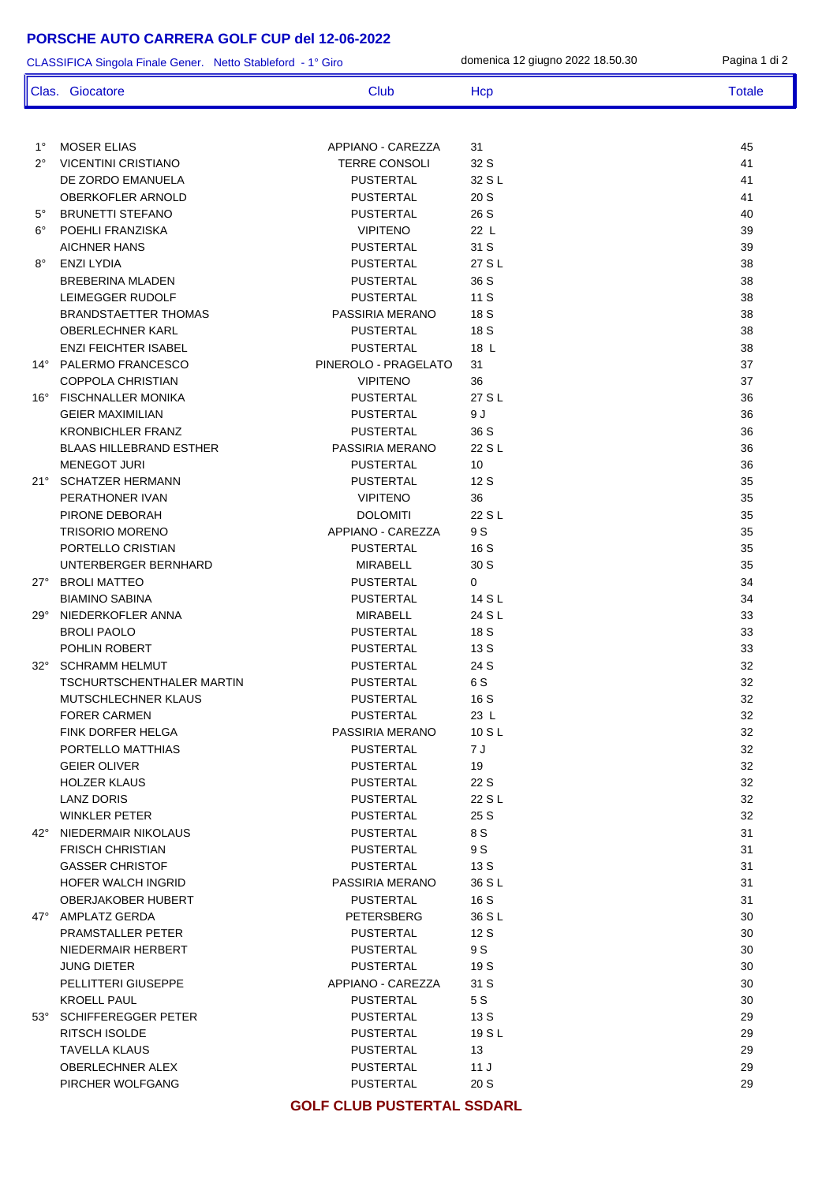# PORSCHE AUTO CARRERA GOLF CUP del 12-06-2022

CLASSIFICA Singola Finale Gener. Netto Stableford - 1° Giro — domenica 12 giugno 2022 18.50.30

| Clas. | Giocatore | Club | Hcp | Totale |
|---|---|---|---|---|
| 1° | MOSER ELIAS | APPIANO - CAREZZA | 31 | 45 |
| 2° | VICENTINI CRISTIANO | TERRE CONSOLI | 32 S | 41 |
| | DE ZORDO EMANUELA | PUSTERTAL | 32 S L | 41 |
| | OBERKOFLER ARNOLD | PUSTERTAL | 20 S | 41 |
| 5° | BRUNETTI STEFANO | PUSTERTAL | 26 S | 40 |
| 6° | POEHLI FRANZISKA | VIPITENO | 22 L | 39 |
| | AICHNER HANS | PUSTERTAL | 31 S | 39 |
| 8° | ENZI LYDIA | PUSTERTAL | 27 S L | 38 |
| | BREBERINA MLADEN | PUSTERTAL | 36 S | 38 |
| | LEIMEGGER RUDOLF | PUSTERTAL | 11 S | 38 |
| | BRANDSTAETTER THOMAS | PASSIRIA MERANO | 18 S | 38 |
| | OBERLECHNER KARL | PUSTERTAL | 18 S | 38 |
| | ENZI FEICHTER ISABEL | PUSTERTAL | 18 L | 38 |
| 14° | PALERMO FRANCESCO | PINEROLO - PRAGELATO | 31 | 37 |
| | COPPOLA CHRISTIAN | VIPITENO | 36 | 37 |
| 16° | FISCHNALLER MONIKA | PUSTERTAL | 27 S L | 36 |
| | GEIER MAXIMILIAN | PUSTERTAL | 9 J | 36 |
| | KRONBICHLER FRANZ | PUSTERTAL | 36 S | 36 |
| | BLAAS HILLEBRAND ESTHER | PASSIRIA MERANO | 22 S L | 36 |
| | MENEGOT JURI | PUSTERTAL | 10 | 36 |
| 21° | SCHATZER HERMANN | PUSTERTAL | 12 S | 35 |
| | PERATHONER IVAN | VIPITENO | 36 | 35 |
| | PIRONE DEBORAH | DOLOMITI | 22 S L | 35 |
| | TRISORIO MORENO | APPIANO - CAREZZA | 9 S | 35 |
| | PORTELLO CRISTIAN | PUSTERTAL | 16 S | 35 |
| | UNTERBERGER BERNHARD | MIRABELL | 30 S | 35 |
| 27° | BROLI MATTEO | PUSTERTAL | 0 | 34 |
| | BIAMINO SABINA | PUSTERTAL | 14 S L | 34 |
| 29° | NIEDERKOFLER ANNA | MIRABELL | 24 S L | 33 |
| | BROLI PAOLO | PUSTERTAL | 18 S | 33 |
| | POHLIN ROBERT | PUSTERTAL | 13 S | 33 |
| 32° | SCHRAMM HELMUT | PUSTERTAL | 24 S | 32 |
| | TSCHURTSCHENTHALER MARTIN | PUSTERTAL | 6 S | 32 |
| | MUTSCHLECHNER KLAUS | PUSTERTAL | 16 S | 32 |
| | FORER CARMEN | PUSTERTAL | 23 L | 32 |
| | FINK DORFER HELGA | PASSIRIA MERANO | 10 S L | 32 |
| | PORTELLO MATTHIAS | PUSTERTAL | 7 J | 32 |
| | GEIER OLIVER | PUSTERTAL | 19 | 32 |
| | HOLZER KLAUS | PUSTERTAL | 22 S | 32 |
| | LANZ DORIS | PUSTERTAL | 22 S L | 32 |
| | WINKLER PETER | PUSTERTAL | 25 S | 32 |
| 42° | NIEDERMAIR NIKOLAUS | PUSTERTAL | 8 S | 31 |
| | FRISCH CHRISTIAN | PUSTERTAL | 9 S | 31 |
| | GASSER CHRISTOF | PUSTERTAL | 13 S | 31 |
| | HOFER WALCH INGRID | PASSIRIA MERANO | 36 S L | 31 |
| | OBERJAKOBER HUBERT | PUSTERTAL | 16 S | 31 |
| 47° | AMPLATZ GERDA | PETERSBERG | 36 S L | 30 |
| | PRAMSTALLER PETER | PUSTERTAL | 12 S | 30 |
| | NIEDERMAIR HERBERT | PUSTERTAL | 9 S | 30 |
| | JUNG DIETER | PUSTERTAL | 19 S | 30 |
| | PELLITTERI GIUSEPPE | APPIANO - CAREZZA | 31 S | 30 |
| | KROELL PAUL | PUSTERTAL | 5 S | 30 |
| 53° | SCHIFFEREGGER PETER | PUSTERTAL | 13 S | 29 |
| | RITSCH ISOLDE | PUSTERTAL | 19 S L | 29 |
| | TAVELLA KLAUS | PUSTERTAL | 13 | 29 |
| | OBERLECHNER ALEX | PUSTERTAL | 11 J | 29 |
| | PIRCHER WOLFGANG | PUSTERTAL | 20 S | 29 |

**GOLF CLUB PUSTERTAL SSDARL**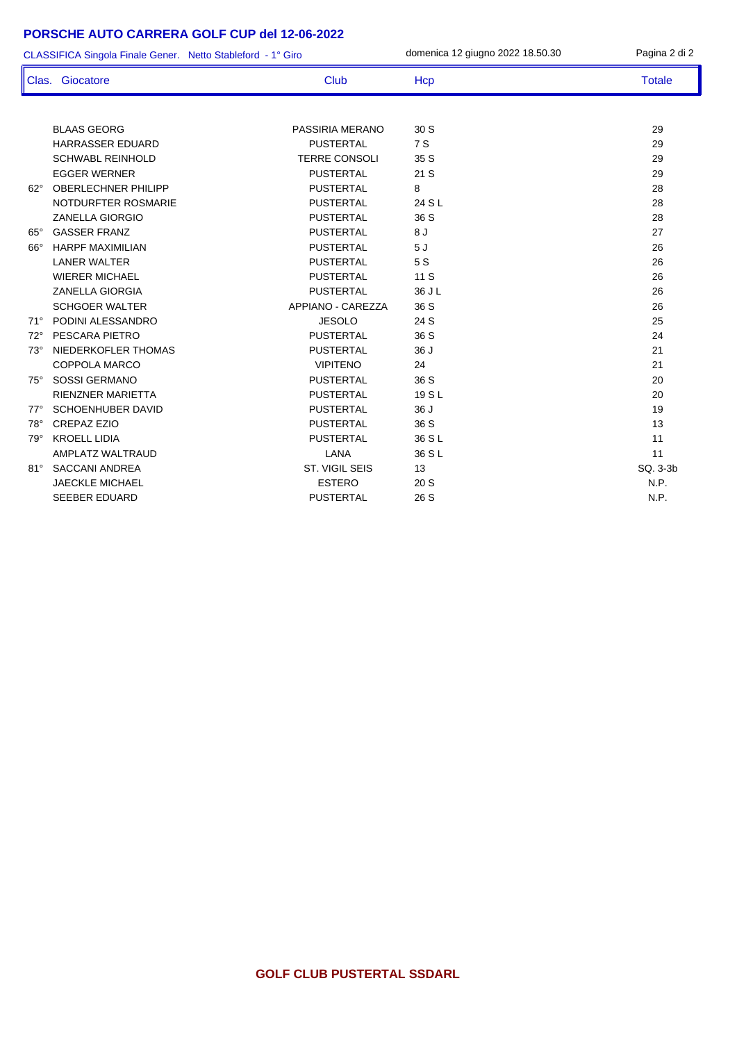**PORSCHE AUTO CARRERA GOLF CUP del 12-06-2022**

CLASSIFICA Singola Finale Gener. Netto Stableford - 1° Giro — domenica 12 giugno 2022 18.50.30

| Clas. | Giocatore | Club | Hcp | Totale |
|---|---|---|---|---|
| | BLAAS GEORG | PASSIRIA MERANO | 30 S | 29 |
| | HARRASSER EDUARD | PUSTERTAL | 7 S | 29 |
| | SCHWABL REINHOLD | TERRE CONSOLI | 35 S | 29 |
| | EGGER WERNER | PUSTERTAL | 21 S | 29 |
| 62° | OBERLECHNER PHILIPP | PUSTERTAL | 8 | 28 |
| | NOTDURFTER ROSMARIE | PUSTERTAL | 24 S L | 28 |
| | ZANELLA GIORGIO | PUSTERTAL | 36 S | 28 |
| 65° | GASSER FRANZ | PUSTERTAL | 8 J | 27 |
| 66° | HARPF MAXIMILIAN | PUSTERTAL | 5 J | 26 |
| | LANER WALTER | PUSTERTAL | 5 S | 26 |
| | WIERER MICHAEL | PUSTERTAL | 11 S | 26 |
| | ZANELLA GIORGIA | PUSTERTAL | 36 J L | 26 |
| | SCHGOER WALTER | APPIANO - CAREZZA | 36 S | 26 |
| 71° | PODINI ALESSANDRO | JESOLO | 24 S | 25 |
| 72° | PESCARA PIETRO | PUSTERTAL | 36 S | 24 |
| 73° | NIEDERKOFLER THOMAS | PUSTERTAL | 36 J | 21 |
| | COPPOLA MARCO | VIPITENO | 24 | 21 |
| 75° | SOSSI GERMANO | PUSTERTAL | 36 S | 20 |
| | RIENZNER MARIETTA | PUSTERTAL | 19 S L | 20 |
| 77° | SCHOENHUBER DAVID | PUSTERTAL | 36 J | 19 |
| 78° | CREPAZ EZIO | PUSTERTAL | 36 S | 13 |
| 79° | KROELL LIDIA | PUSTERTAL | 36 S L | 11 |
| | AMPLATZ WALTRAUD | LANA | 36 S L | 11 |
| 81° | SACCANI ANDREA | ST. VIGIL SEIS | 13 | SQ. 3-3b |
| | JAECKLE MICHAEL | ESTERO | 20 S | N.P. |
| | SEEBER EDUARD | PUSTERTAL | 26 S | N.P. |

**GOLF CLUB PUSTERTAL SSDARL**